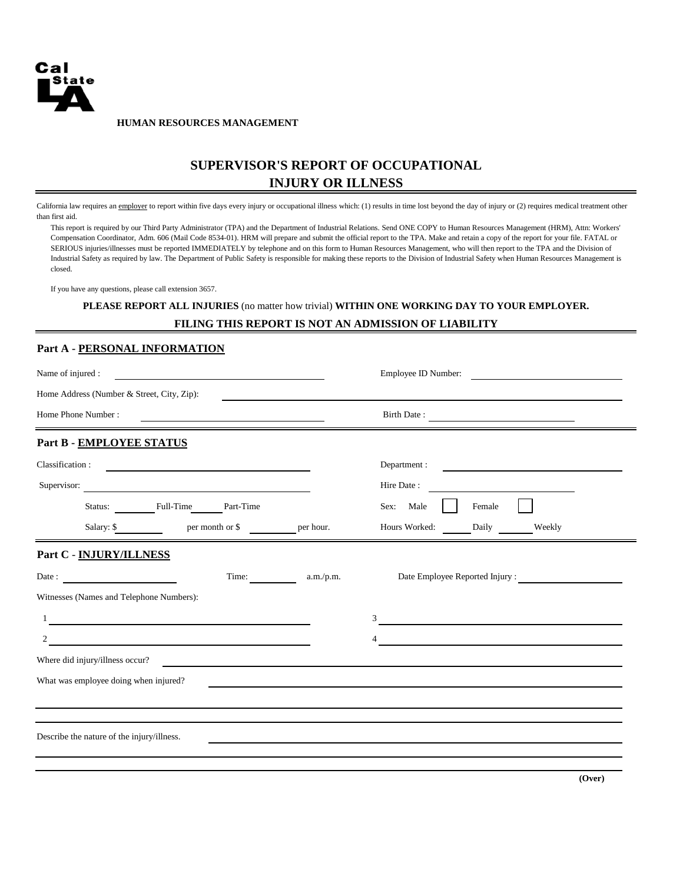Cal State LA

**HUMAN RESOURCES MANAGEMENT**

# SUPERVISOR'S REPORT OF OCCUPATIONAL INJURY OR ILLNESS

California law requires an employer to report within five days every injury or occupational illness which: (1) results in time lost beyond the day of injury or (2) requires medical treatment other than first aid.

This report is required by our Third Party Administrator (TPA) and the Department of Industrial Relations. Send ONE COPY to Human Resources Management (HRM), Attn: Workers' Compensation Coordinator, Adm. 606 (Mail Code 8534-01). HRM will prepare and submit the official report to the TPA. Make and retain a copy of the report for your file. FATAL or SERIOUS injuries/illnesses must be reported IMMEDIATELY by telephone and on this form to Human Resources Management, who will then report to the TPA and the Division of Industrial Safety as required by law. The Department of Public Safety is responsible for making these reports to the Division of Industrial Safety when Human Resources Management is closed.

If you have any questions, please call extension 3657.

**PLEASE REPORT ALL INJURIES** (no matter how trivial) **WITHIN ONE WORKING DAY TO YOUR EMPLOYER.**

**FILING THIS REPORT IS NOT AN ADMISSION OF LIABILITY**

## Part A - PERSONAL INFORMATION

Name of injured : ______________________ Employee ID Number: ______________________

Home Address (Number & Street, City, Zip): ______________________

Home Phone Number : ______________________ Birth Date : ______________________

## Part B - EMPLOYEE STATUS

Classification : ______________________ Department : ______________________

Supervisor: ______________________ Hire Date : ______________________

Status: ______ Full-Time ______ Part-Time

Sex: Male ☐ Female ☐

Salary: $ ______ per month or $ ______ per hour.

Hours Worked: ______ Daily ______ Weekly

## Part C - INJURY/ILLNESS

Date : ______________ Time: ______ a.m./p.m. Date Employee Reported Injury : ______________

Witnesses (Names and Telephone Numbers):

1 ______________________ 3 ______________________

2 ______________________ 4 ______________________

Where did injury/illness occur? ______________________

What was employee doing when injured? ______________________

______________________

______________________

Describe the nature of the injury/illness. ______________________

______________________

______________________

**(Over)**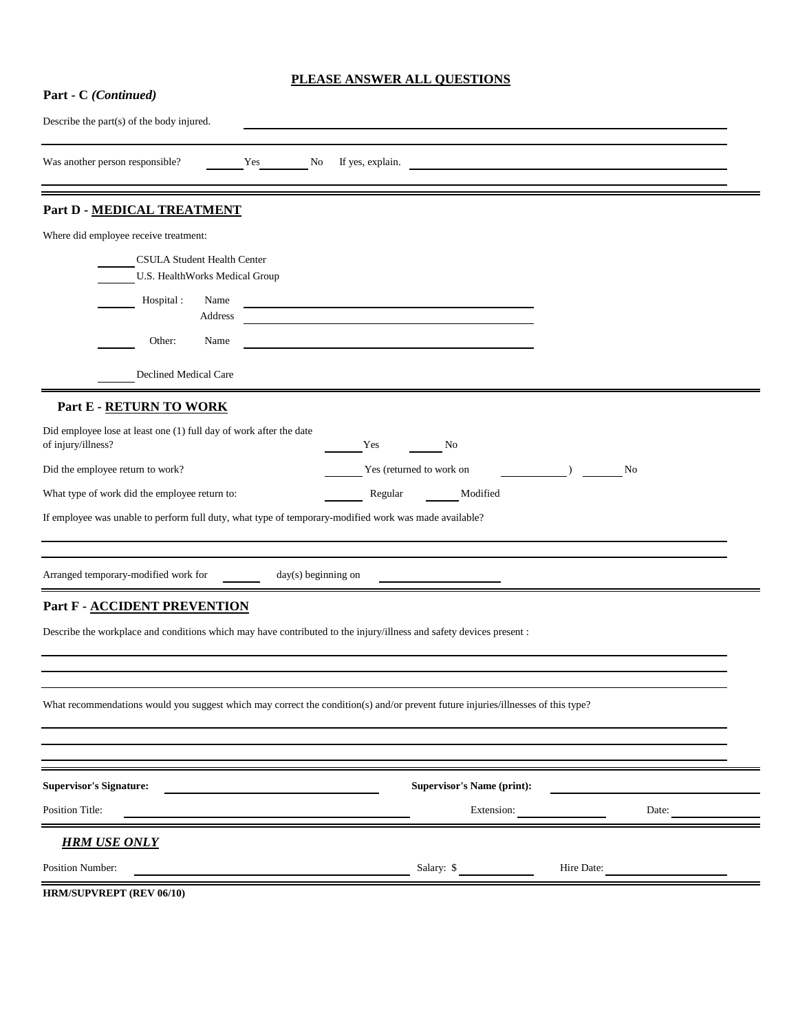**PLEASE ANSWER ALL QUESTIONS**

**Part - C *(Continued)***

Describe the part(s) of the body injured. ______________________________

______________________________

Was another person responsible? ______ Yes ______ No If yes, explain. ______________________________

______________________________

## Part D - MEDICAL TREATMENT

Where did employee receive treatment:

______ CSULA Student Health Center

______ U.S. HealthWorks Medical Group

______ Hospital : Name ______________________________

Address ______________________________

______ Other: Name ______________________________

______ Declined Medical Care

## Part E - RETURN TO WORK

Did employee lose at least one (1) full day of work after the date of injury/illness? ______ Yes ______ No

Did the employee return to work? ______ Yes (returned to work on ______ ) ______ No

What type of work did the employee return to: ______ Regular ______ Modified

If employee was unable to perform full duty, what type of temporary-modified work was made available?

______________________________

______________________________

Arranged temporary-modified work for ______ day(s) beginning on ______________

## Part F - ACCIDENT PREVENTION

Describe the workplace and conditions which may have contributed to the injury/illness and safety devices present :

______________________________

______________________________

______________________________

What recommendations would you suggest which may correct the condition(s) and/or prevent future injuries/illnesses of this type?

______________________________

______________________________

______________________________

**Supervisor's Signature:** ______________________ **Supervisor's Name (print):** ______________________

Position Title: ______________________ Extension: ____________ Date: ____________

***HRM USE ONLY***

Position Number: ______________________ Salary: $ ____________ Hire Date: ____________

**HRM/SUPVREPT (REV 06/10)**